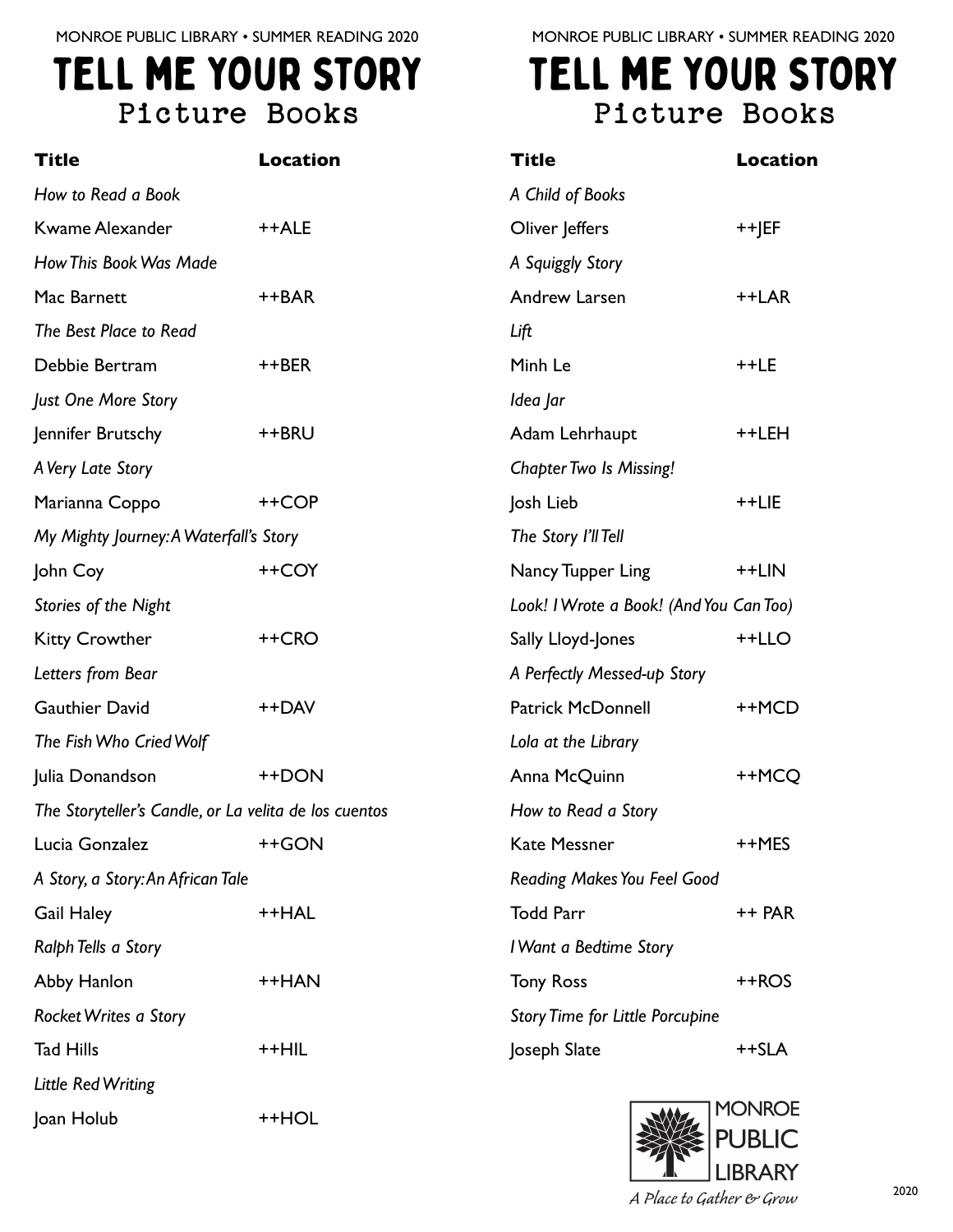MONROE PUBLIC LIBRARY • SUMMER READING 2020

# TELL ME YOUR STORY

## Picture Books

| Title | Location |
|---|---|
| *How to Read a Book* | |
| Kwame Alexander | ++ALE |
| *How This Book Was Made* | |
| Mac Barnett | ++BAR |
| *The Best Place to Read* | |
| Debbie Bertram | ++BER |
| *Just One More Story* | |
| Jennifer Brutschy | ++BRU |
| *A Very Late Story* | |
| Marianna Coppo | ++COP |
| *My Mighty Journey: A Waterfall's Story* | |
| John Coy | ++COY |
| *Stories of the Night* | |
| Kitty Crowther | ++CRO |
| *Letters from Bear* | |
| Gauthier David | ++DAV |
| *The Fish Who Cried Wolf* | |
| Julia Donandson | ++DON |
| *The Storyteller's Candle, or La velita de los cuentos* | |
| Lucia Gonzalez | ++GON |
| *A Story, a Story: An African Tale* | |
| Gail Haley | ++HAL |
| *Ralph Tells a Story* | |
| Abby Hanlon | ++HAN |
| *Rocket Writes a Story* | |
| Tad Hills | ++HIL |
| *Little Red Writing* | |
| Joan Holub | ++HOL |

MONROE PUBLIC LIBRARY • SUMMER READING 2020

# TELL ME YOUR STORY

## Picture Books

| Title | Location |
|---|---|
| *A Child of Books* | |
| Oliver Jeffers | ++JEF |
| *A Squiggly Story* | |
| Andrew Larsen | ++LAR |
| *Lift* | |
| Minh Le | ++LE |
| *Idea Jar* | |
| Adam Lehrhaupt | ++LEH |
| *Chapter Two Is Missing!* | |
| Josh Lieb | ++LIE |
| *The Story I'll Tell* | |
| Nancy Tupper Ling | ++LIN |
| *Look! I Wrote a Book! (And You Can Too)* | |
| Sally Lloyd-Jones | ++LLO |
| *A Perfectly Messed-up Story* | |
| Patrick McDonnell | ++MCD |
| *Lola at the Library* | |
| Anna McQuinn | ++MCQ |
| *How to Read a Story* | |
| Kate Messner | ++MES |
| *Reading Makes You Feel Good* | |
| Todd Parr | ++ PAR |
| *I Want a Bedtime Story* | |
| Tony Ross | ++ROS |
| *Story Time for Little Porcupine* | |
| Joseph Slate | ++SLA |

MONROE PUBLIC LIBRARY

*A Place to Gather & Grow*

2020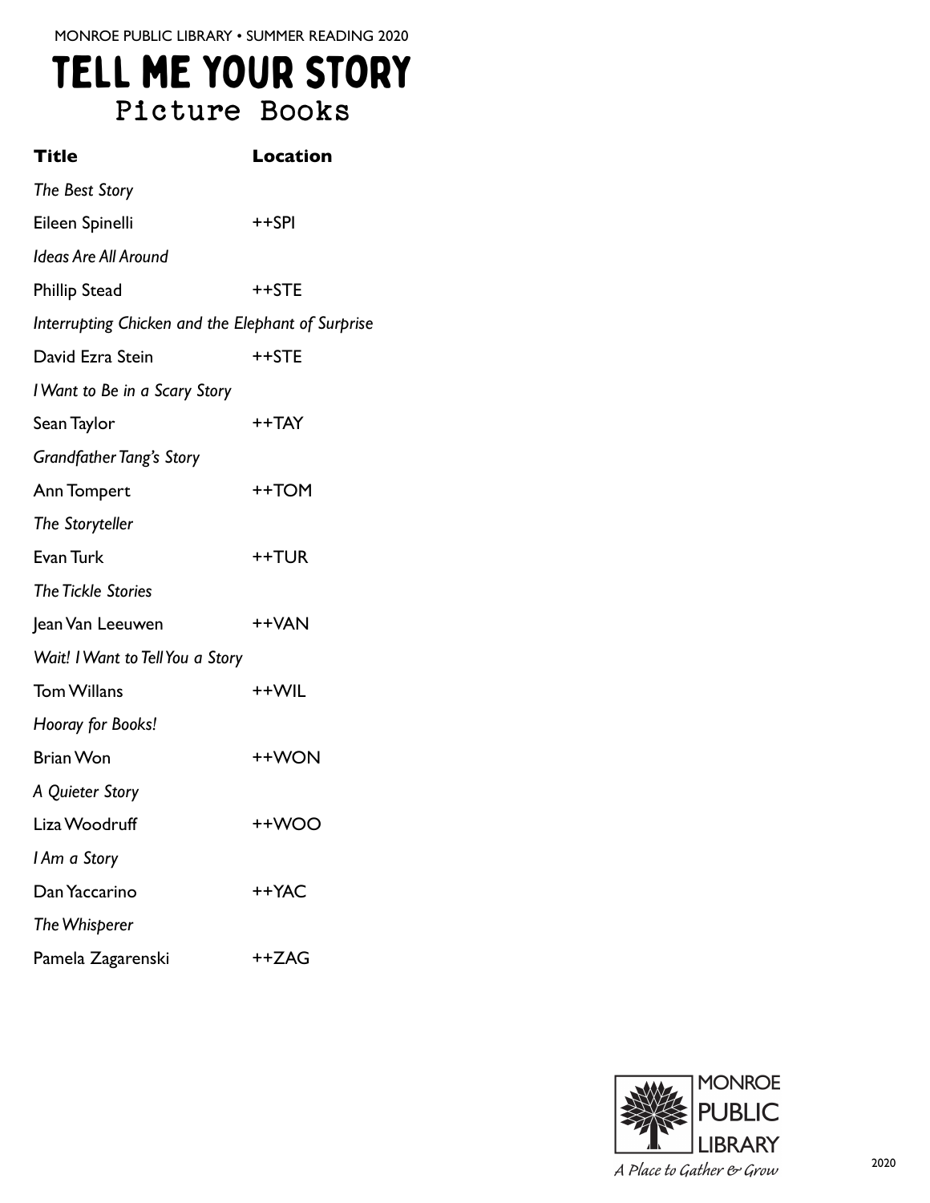MONROE PUBLIC LIBRARY • SUMMER READING 2020

# TELL ME YOUR STORY

## Picture Books

| Title | Location |
| --- | --- |
| *The Best Story* | |
| Eileen Spinelli | ++SPI |
| *Ideas Are All Around* | |
| Phillip Stead | ++STE |
| *Interrupting Chicken and the Elephant of Surprise* | |
| David Ezra Stein | ++STE |
| *I Want to Be in a Scary Story* | |
| Sean Taylor | ++TAY |
| *Grandfather Tang's Story* | |
| Ann Tompert | ++TOM |
| *The Storyteller* | |
| Evan Turk | ++TUR |
| *The Tickle Stories* | |
| Jean Van Leeuwen | ++VAN |
| *Wait! I Want to Tell You a Story* | |
| Tom Willans | ++WIL |
| *Hooray for Books!* | |
| Brian Won | ++WON |
| *A Quieter Story* | |
| Liza Woodruff | ++WOO |
| *I Am a Story* | |
| Dan Yaccarino | ++YAC |
| *The Whisperer* | |
| Pamela Zagarenski | ++ZAG |

MONROE PUBLIC LIBRARY

*A Place to Gather & Grow*

2020